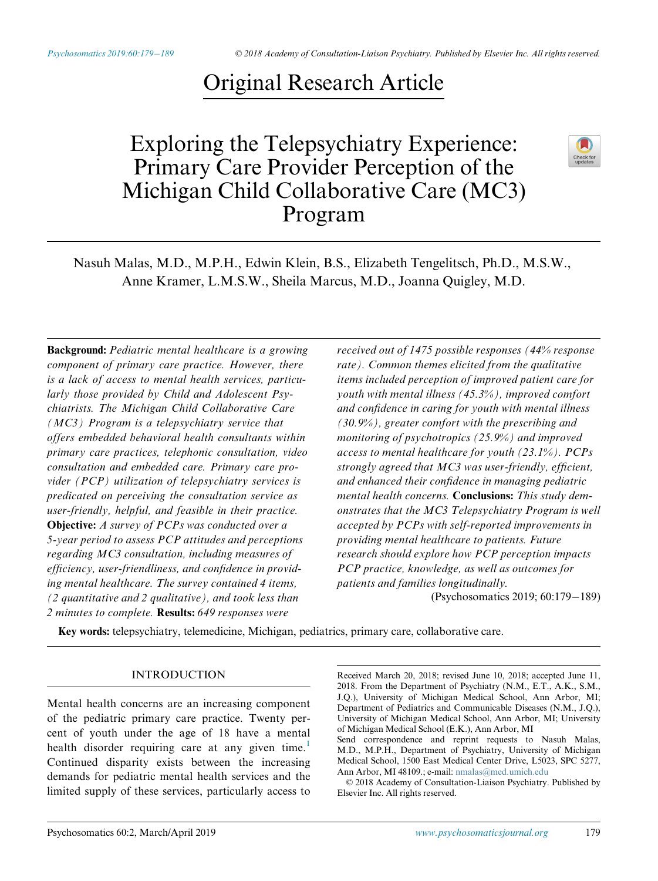Original Research Article

# Exploring the Telepsychiatry Experience: Primary Care Provider Perception of the Michigan Child Collaborative Care (MC3) Program

Nasuh Malas, M.D., M.P.H., Edwin Klein, B.S., Elizabeth Tengelitsch, Ph.D., M.S.W., Anne Kramer, L.M.S.W., Sheila Marcus, M.D., Joanna Quigley, M.D.

**Background:** *Pediatric mental healthcare is a growing component of primary care practice. However, there is a lack of access to mental health services, particularly those provided by Child and Adolescent Psychiatrists. The Michigan Child Collaborative Care (MC3) Program is a telepsychiatry service that offers embedded behavioral health consultants within primary care practices, telephonic consultation, video consultation and embedded care. Primary care provider (PCP) utilization of telepsychiatry services is predicated on perceiving the consultation service as user-friendly, helpful, and feasible in their practice.* **Objective:** *A survey of PCPs was conducted over a 5-year period to assess PCP attitudes and perceptions regarding MC3 consultation, including measures of efficiency, user-friendliness, and confidence in providing mental healthcare. The survey contained 4 items, (2 quantitative and 2 qualitative), and took less than 2 minutes to complete.* **Results:** *649 responses were received out of 1475 possible responses (44% response rate). Common themes elicited from the qualitative items included perception of improved patient care for youth with mental illness (45.3%), improved comfort and confidence in caring for youth with mental illness (30.9%), greater comfort with the prescribing and monitoring of psychotropics (25.9%) and improved access to mental healthcare for youth (23.1%). PCPs strongly agreed that MC3 was user-friendly, efficient, and enhanced their confidence in managing pediatric mental health concerns.* **Conclusions:** *This study demonstrates that the MC3 Telepsychiatry Program is well accepted by PCPs with self-reported improvements in providing mental healthcare to patients. Future research should explore how PCP perception impacts PCP practice, knowledge, as well as outcomes for patients and families longitudinally.*
(Psychosomatics 2019; 60:179–189)

**Key words:** telepsychiatry, telemedicine, Michigan, pediatrics, primary care, collaborative care.

## INTRODUCTION

Mental health concerns are an increasing component of the pediatric primary care practice. Twenty percent of youth under the age of 18 have a mental health disorder requiring care at any given time.[1] Continued disparity exists between the increasing demands for pediatric mental health services and the limited supply of these services, particularly access to

Received March 20, 2018; revised June 10, 2018; accepted June 11, 2018. From the Department of Psychiatry (N.M., E.T., A.K., S.M., J.Q.), University of Michigan Medical School, Ann Arbor, MI; Department of Pediatrics and Communicable Diseases (N.M., J.Q.), University of Michigan Medical School, Ann Arbor, MI; University of Michigan Medical School (E.K.), Ann Arbor, MI
Send correspondence and reprint requests to Nasuh Malas, M.D., M.P.H., Department of Psychiatry, University of Michigan Medical School, 1500 East Medical Center Drive, L5023, SPC 5277, Ann Arbor, MI 48109.; e-mail: nmalas@med.umich.edu

© 2018 Academy of Consultation-Liaison Psychiatry. Published by Elsevier Inc. All rights reserved.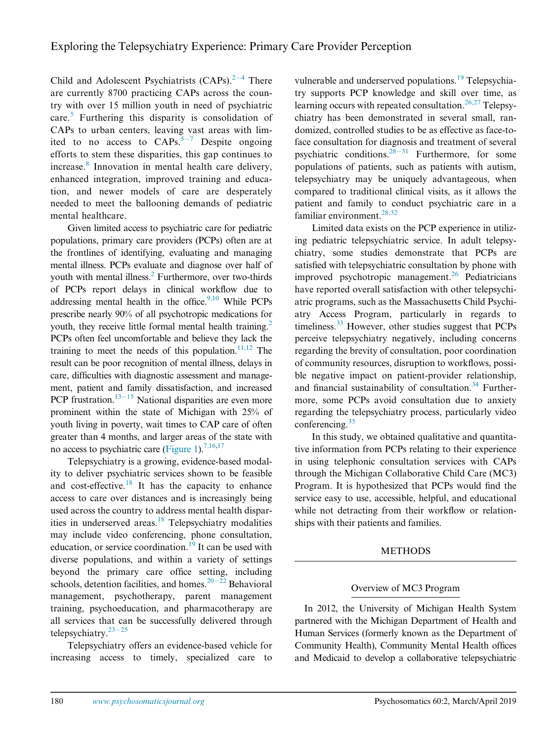Child and Adolescent Psychiatrists (CAPs).[2−4] There are currently 8700 practicing CAPs across the country with over 15 million youth in need of psychiatric care.[5] Furthering this disparity is consolidation of CAPs to urban centers, leaving vast areas with limited to no access to CAPs.[5−7] Despite ongoing efforts to stem these disparities, this gap continues to increase.[8] Innovation in mental health care delivery, enhanced integration, improved training and education, and newer models of care are desperately needed to meet the ballooning demands of pediatric mental healthcare.

Given limited access to psychiatric care for pediatric populations, primary care providers (PCPs) often are at the frontlines of identifying, evaluating and managing mental illness. PCPs evaluate and diagnose over half of youth with mental illness.[2] Furthermore, over two-thirds of PCPs report delays in clinical workflow due to addressing mental health in the office.[9,10] While PCPs prescribe nearly 90% of all psychotropic medications for youth, they receive little formal mental health training.[2] PCPs often feel uncomfortable and believe they lack the training to meet the needs of this population.[11,12] The result can be poor recognition of mental illness, delays in care, difficulties with diagnostic assessment and management, patient and family dissatisfaction, and increased PCP frustration.[13−15] National disparities are even more prominent within the state of Michigan with 25% of youth living in poverty, wait times to CAP care of often greater than 4 months, and larger areas of the state with no access to psychiatric care (Figure 1).[7,16,17]

Telepsychiatry is a growing, evidence-based modality to deliver psychiatric services shown to be feasible and cost-effective.[18] It has the capacity to enhance access to care over distances and is increasingly being used across the country to address mental health disparities in underserved areas.[18] Telepsychiatry modalities may include video conferencing, phone consultation, education, or service coordination.[19] It can be used with diverse populations, and within a variety of settings beyond the primary care office setting, including schools, detention facilities, and homes.[20−22] Behavioral management, psychotherapy, parent management training, psychoeducation, and pharmacotherapy are all services that can be successfully delivered through telepsychiatry.[23−25]

Telepsychiatry offers an evidence-based vehicle for increasing access to timely, specialized care to vulnerable and underserved populations.[19] Telepsychiatry supports PCP knowledge and skill over time, as learning occurs with repeated consultation.[26,27] Telepsychiatry has been demonstrated in several small, randomized, controlled studies to be as effective as face-to-face consultation for diagnosis and treatment of several psychiatric conditions.[28−31] Furthermore, for some populations of patients, such as patients with autism, telepsychiatry may be uniquely advantageous, when compared to traditional clinical visits, as it allows the patient and family to conduct psychiatric care in a familiar environment.[28,32]

Limited data exists on the PCP experience in utilizing pediatric telepsychiatric service. In adult telepsychiatry, some studies demonstrate that PCPs are satisfied with telepsychiatric consultation by phone with improved psychotropic management.[26] Pediatricians have reported overall satisfaction with other telepsychiatric programs, such as the Massachusetts Child Psychiatry Access Program, particularly in regards to timeliness.[33] However, other studies suggest that PCPs perceive telepsychiatry negatively, including concerns regarding the brevity of consultation, poor coordination of community resources, disruption to workflows, possible negative impact on patient-provider relationship, and financial sustainability of consultation.[34] Furthermore, some PCPs avoid consultation due to anxiety regarding the telepsychiatry process, particularly video conferencing.[35]

In this study, we obtained qualitative and quantitative information from PCPs relating to their experience in using telephonic consultation services with CAPs through the Michigan Collaborative Child Care (MC3) Program. It is hypothesized that PCPs would find the service easy to use, accessible, helpful, and educational while not detracting from their workflow or relationships with their patients and families.

## METHODS

### Overview of MC3 Program

In 2012, the University of Michigan Health System partnered with the Michigan Department of Health and Human Services (formerly known as the Department of Community Health), Community Mental Health offices and Medicaid to develop a collaborative telepsychiatric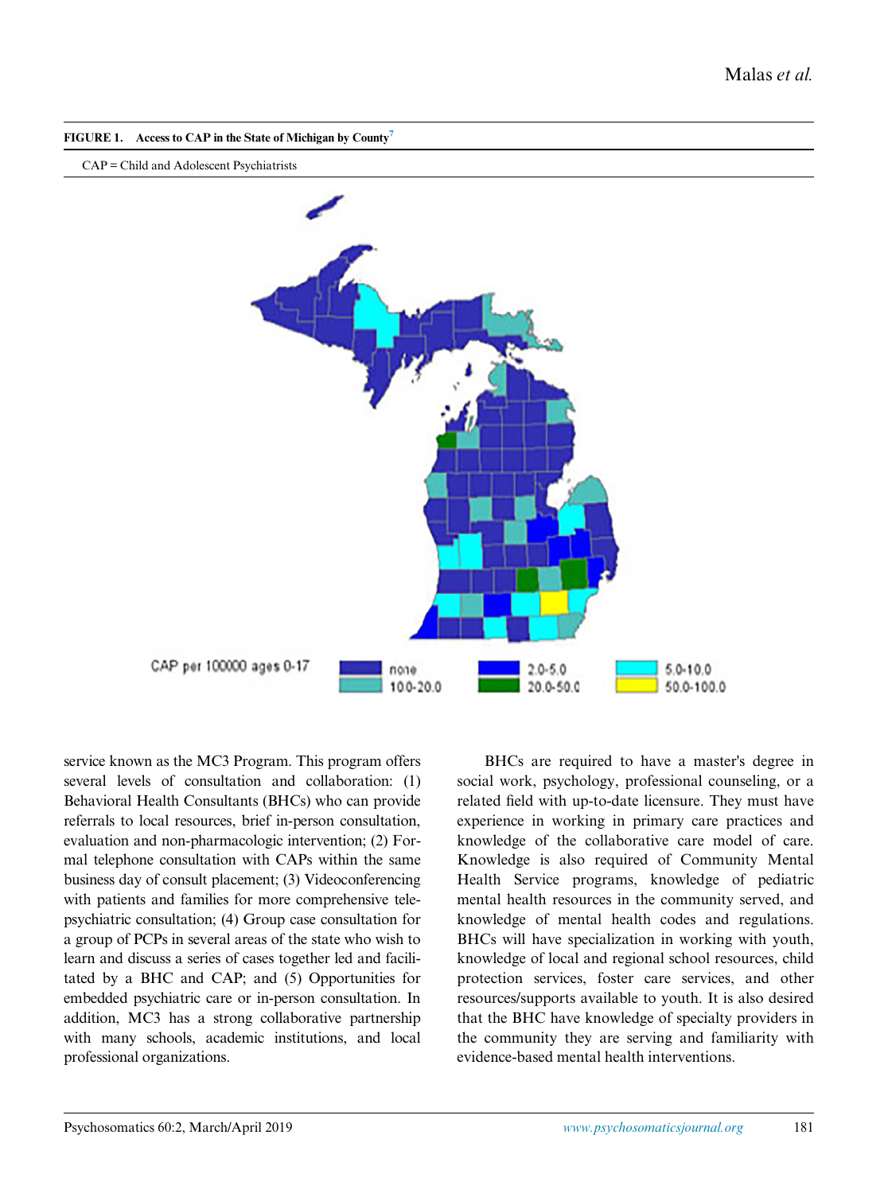**FIGURE 1. Access to CAP in the State of Michigan by County**[7]

CAP = Child and Adolescent Psychiatrists

CAP per 100000 ages 0-17: none; 10.0-20.0; 2.0-5.0; 20.0-50.0; 5.0-10.0; 50.0-100.0

service known as the MC3 Program. This program offers several levels of consultation and collaboration: (1) Behavioral Health Consultants (BHCs) who can provide referrals to local resources, brief in-person consultation, evaluation and non-pharmacologic intervention; (2) Formal telephone consultation with CAPs within the same business day of consult placement; (3) Videoconferencing with patients and families for more comprehensive telepsychiatric consultation; (4) Group case consultation for a group of PCPs in several areas of the state who wish to learn and discuss a series of cases together led and facilitated by a BHC and CAP; and (5) Opportunities for embedded psychiatric care or in-person consultation. In addition, MC3 has a strong collaborative partnership with many schools, academic institutions, and local professional organizations.

BHCs are required to have a master's degree in social work, psychology, professional counseling, or a related field with up-to-date licensure. They must have experience in working in primary care practices and knowledge of the collaborative care model of care. Knowledge is also required of Community Mental Health Service programs, knowledge of pediatric mental health resources in the community served, and knowledge of mental health codes and regulations. BHCs will have specialization in working with youth, knowledge of local and regional school resources, child protection services, foster care services, and other resources/supports available to youth. It is also desired that the BHC have knowledge of specialty providers in the community they are serving and familiarity with evidence-based mental health interventions.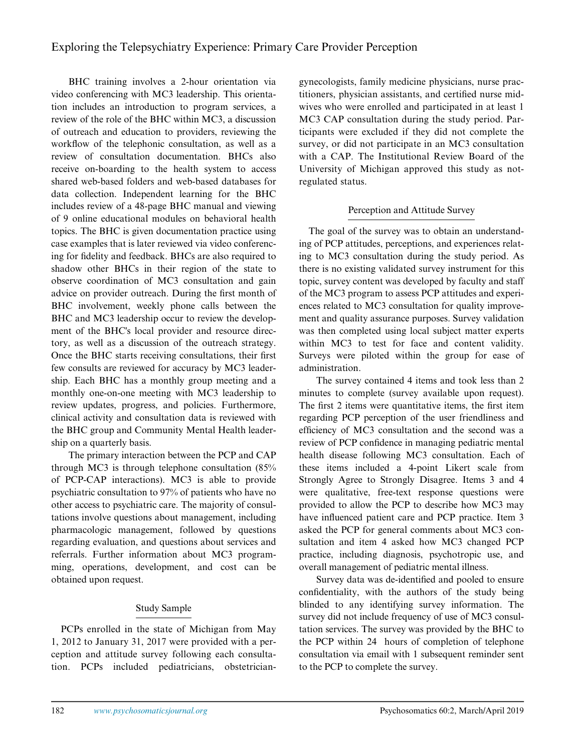BHC training involves a 2-hour orientation via video conferencing with MC3 leadership. This orientation includes an introduction to program services, a review of the role of the BHC within MC3, a discussion of outreach and education to providers, reviewing the workflow of the telephonic consultation, as well as a review of consultation documentation. BHCs also receive on-boarding to the health system to access shared web-based folders and web-based databases for data collection. Independent learning for the BHC includes review of a 48-page BHC manual and viewing of 9 online educational modules on behavioral health topics. The BHC is given documentation practice using case examples that is later reviewed via video conferencing for fidelity and feedback. BHCs are also required to shadow other BHCs in their region of the state to observe coordination of MC3 consultation and gain advice on provider outreach. During the first month of BHC involvement, weekly phone calls between the BHC and MC3 leadership occur to review the development of the BHC's local provider and resource directory, as well as a discussion of the outreach strategy. Once the BHC starts receiving consultations, their first few consults are reviewed for accuracy by MC3 leadership. Each BHC has a monthly group meeting and a monthly one-on-one meeting with MC3 leadership to review updates, progress, and policies. Furthermore, clinical activity and consultation data is reviewed with the BHC group and Community Mental Health leadership on a quarterly basis.

The primary interaction between the PCP and CAP through MC3 is through telephone consultation (85% of PCP-CAP interactions). MC3 is able to provide psychiatric consultation to 97% of patients who have no other access to psychiatric care. The majority of consultations involve questions about management, including pharmacologic management, followed by questions regarding evaluation, and questions about services and referrals. Further information about MC3 programming, operations, development, and cost can be obtained upon request.

## Study Sample

PCPs enrolled in the state of Michigan from May 1, 2012 to January 31, 2017 were provided with a perception and attitude survey following each consultation. PCPs included pediatricians, obstetrician-gynecologists, family medicine physicians, nurse practitioners, physician assistants, and certified nurse midwives who were enrolled and participated in at least 1 MC3 CAP consultation during the study period. Participants were excluded if they did not complete the survey, or did not participate in an MC3 consultation with a CAP. The Institutional Review Board of the University of Michigan approved this study as not-regulated status.

## Perception and Attitude Survey

The goal of the survey was to obtain an understanding of PCP attitudes, perceptions, and experiences relating to MC3 consultation during the study period. As there is no existing validated survey instrument for this topic, survey content was developed by faculty and staff of the MC3 program to assess PCP attitudes and experiences related to MC3 consultation for quality improvement and quality assurance purposes. Survey validation was then completed using local subject matter experts within MC3 to test for face and content validity. Surveys were piloted within the group for ease of administration.

The survey contained 4 items and took less than 2 minutes to complete (survey available upon request). The first 2 items were quantitative items, the first item regarding PCP perception of the user friendliness and efficiency of MC3 consultation and the second was a review of PCP confidence in managing pediatric mental health disease following MC3 consultation. Each of these items included a 4-point Likert scale from Strongly Agree to Strongly Disagree. Items 3 and 4 were qualitative, free-text response questions were provided to allow the PCP to describe how MC3 may have influenced patient care and PCP practice. Item 3 asked the PCP for general comments about MC3 consultation and item 4 asked how MC3 changed PCP practice, including diagnosis, psychotropic use, and overall management of pediatric mental illness.

Survey data was de-identified and pooled to ensure confidentiality, with the authors of the study being blinded to any identifying survey information. The survey did not include frequency of use of MC3 consultation services. The survey was provided by the BHC to the PCP within 24 hours of completion of telephone consultation via email with 1 subsequent reminder sent to the PCP to complete the survey.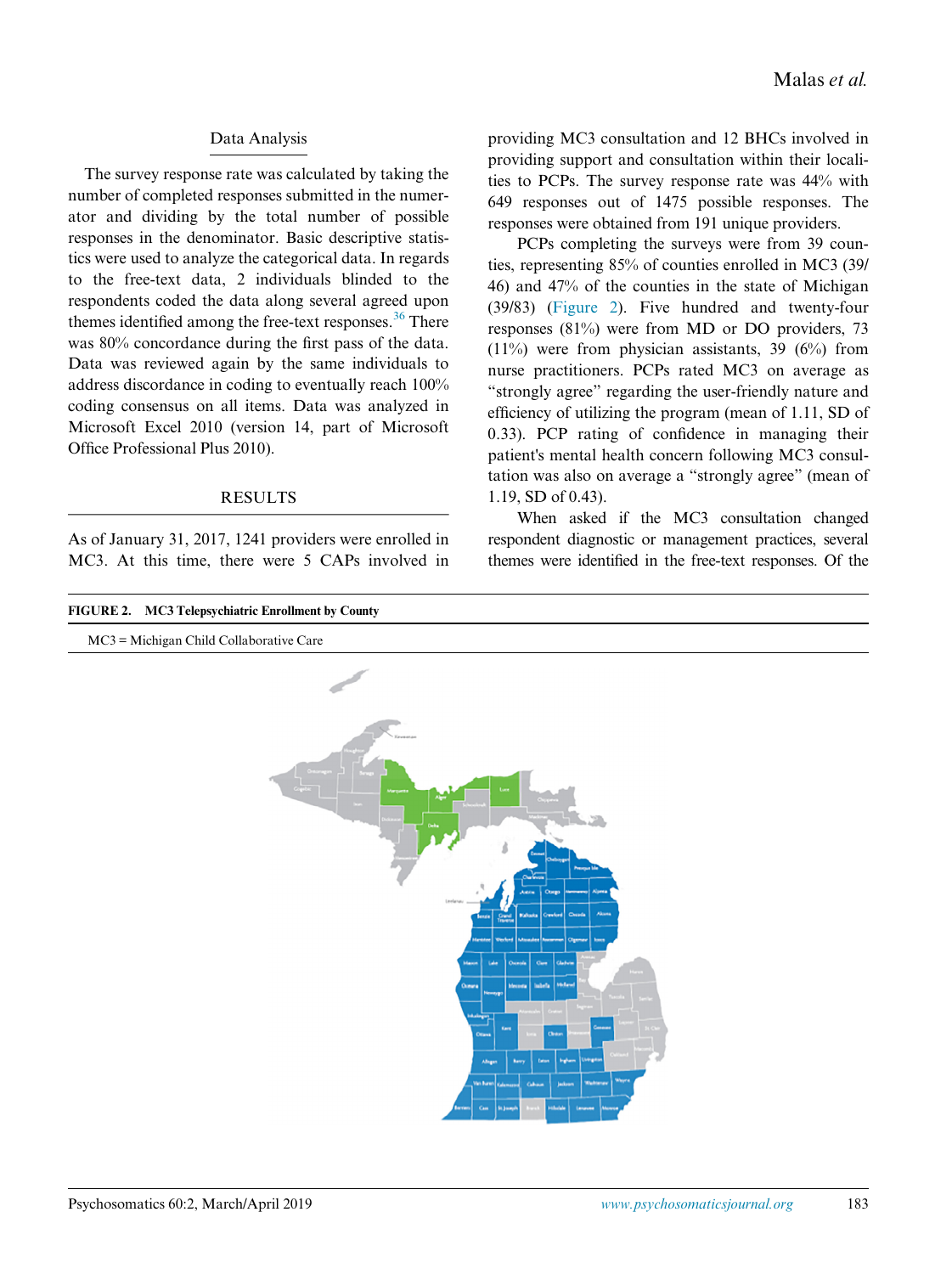### Data Analysis

The survey response rate was calculated by taking the number of completed responses submitted in the numerator and dividing by the total number of possible responses in the denominator. Basic descriptive statistics were used to analyze the categorical data. In regards to the free-text data, 2 individuals blinded to the respondents coded the data along several agreed upon themes identified among the free-text responses.[36] There was 80% concordance during the first pass of the data. Data was reviewed again by the same individuals to address discordance in coding to eventually reach 100% coding consensus on all items. Data was analyzed in Microsoft Excel 2010 (version 14, part of Microsoft Office Professional Plus 2010).

## RESULTS

As of January 31, 2017, 1241 providers were enrolled in MC3. At this time, there were 5 CAPs involved in providing MC3 consultation and 12 BHCs involved in providing support and consultation within their localities to PCPs. The survey response rate was 44% with 649 responses out of 1475 possible responses. The responses were obtained from 191 unique providers.

PCPs completing the surveys were from 39 counties, representing 85% of counties enrolled in MC3 (39/46) and 47% of the counties in the state of Michigan (39/83) (Figure 2). Five hundred and twenty-four responses (81%) were from MD or DO providers, 73 (11%) were from physician assistants, 39 (6%) from nurse practitioners. PCPs rated MC3 on average as "strongly agree" regarding the user-friendly nature and efficiency of utilizing the program (mean of 1.11, SD of 0.33). PCP rating of confidence in managing their patient's mental health concern following MC3 consultation was also on average a "strongly agree" (mean of 1.19, SD of 0.43).

When asked if the MC3 consultation changed respondent diagnostic or management practices, several themes were identified in the free-text responses. Of the

**FIGURE 2. MC3 Telepsychiatric Enrollment by County**

MC3 = Michigan Child Collaborative Care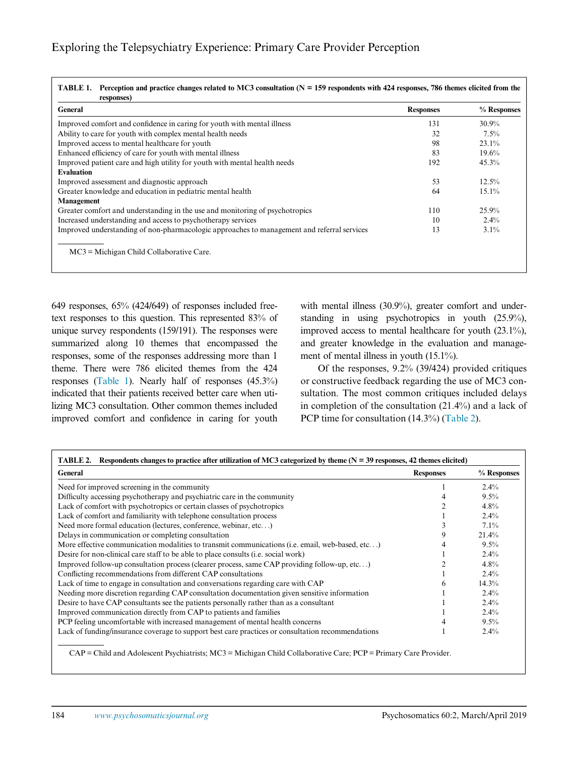**TABLE 1. Perception and practice changes related to MC3 consultation (N = 159 respondents with 424 responses, 786 themes elicited from the responses)**

| General | Responses | % Responses |
|---|---|---|
| Improved comfort and confidence in caring for youth with mental illness | 131 | 30.9% |
| Ability to care for youth with complex mental health needs | 32 | 7.5% |
| Improved access to mental healthcare for youth | 98 | 23.1% |
| Enhanced efficiency of care for youth with mental illness | 83 | 19.6% |
| Improved patient care and high utility for youth with mental health needs | 192 | 45.3% |
| **Evaluation** | | |
| Improved assessment and diagnostic approach | 53 | 12.5% |
| Greater knowledge and education in pediatric mental health | 64 | 15.1% |
| **Management** | | |
| Greater comfort and understanding in the use and monitoring of psychotropics | 110 | 25.9% |
| Increased understanding and access to psychotherapy services | 10 | 2.4% |
| Improved understanding of non-pharmacologic approaches to management and referral services | 13 | 3.1% |

MC3 = Michigan Child Collaborative Care.

649 responses, 65% (424/649) of responses included free-text responses to this question. This represented 83% of unique survey respondents (159/191). The responses were summarized along 10 themes that encompassed the responses, some of the responses addressing more than 1 theme. There were 786 elicited themes from the 424 responses (Table 1). Nearly half of responses (45.3%) indicated that their patients received better care when utilizing MC3 consultation. Other common themes included improved comfort and confidence in caring for youth with mental illness (30.9%), greater comfort and understanding in using psychotropics in youth (25.9%), improved access to mental healthcare for youth (23.1%), and greater knowledge in the evaluation and management of mental illness in youth (15.1%).

Of the responses, 9.2% (39/424) provided critiques or constructive feedback regarding the use of MC3 consultation. The most common critiques included delays in completion of the consultation (21.4%) and a lack of PCP time for consultation (14.3%) (Table 2).

**TABLE 2. Respondents changes to practice after utilization of MC3 categorized by theme (N = 39 responses, 42 themes elicited)**

| General | Responses | % Responses |
|---|---|---|
| Need for improved screening in the community | 1 | 2.4% |
| Difficulty accessing psychotherapy and psychiatric care in the community | 4 | 9.5% |
| Lack of comfort with psychotropics or certain classes of psychotropics | 2 | 4.8% |
| Lack of comfort and familiarity with telephone consultation process | 1 | 2.4% |
| Need more formal education (lectures, conference, webinar, etc…) | 3 | 7.1% |
| Delays in communication or completing consultation | 9 | 21.4% |
| More effective communication modalities to transmit communications (i.e. email, web-based, etc…) | 4 | 9.5% |
| Desire for non-clinical care staff to be able to place consults (i.e. social work) | 1 | 2.4% |
| Improved follow-up consultation process (clearer process, same CAP providing follow-up, etc…) | 2 | 4.8% |
| Conflicting recommendations from different CAP consultations | 1 | 2.4% |
| Lack of time to engage in consultation and conversations regarding care with CAP | 6 | 14.3% |
| Needing more discretion regarding CAP consultation documentation given sensitive information | 1 | 2.4% |
| Desire to have CAP consultants see the patients personally rather than as a consultant | 1 | 2.4% |
| Improved communication directly from CAP to patients and families | 1 | 2.4% |
| PCP feeling uncomfortable with increased management of mental health concerns | 4 | 9.5% |
| Lack of funding/insurance coverage to support best care practices or consultation recommendations | 1 | 2.4% |

CAP = Child and Adolescent Psychiatrists; MC3 = Michigan Child Collaborative Care; PCP = Primary Care Provider.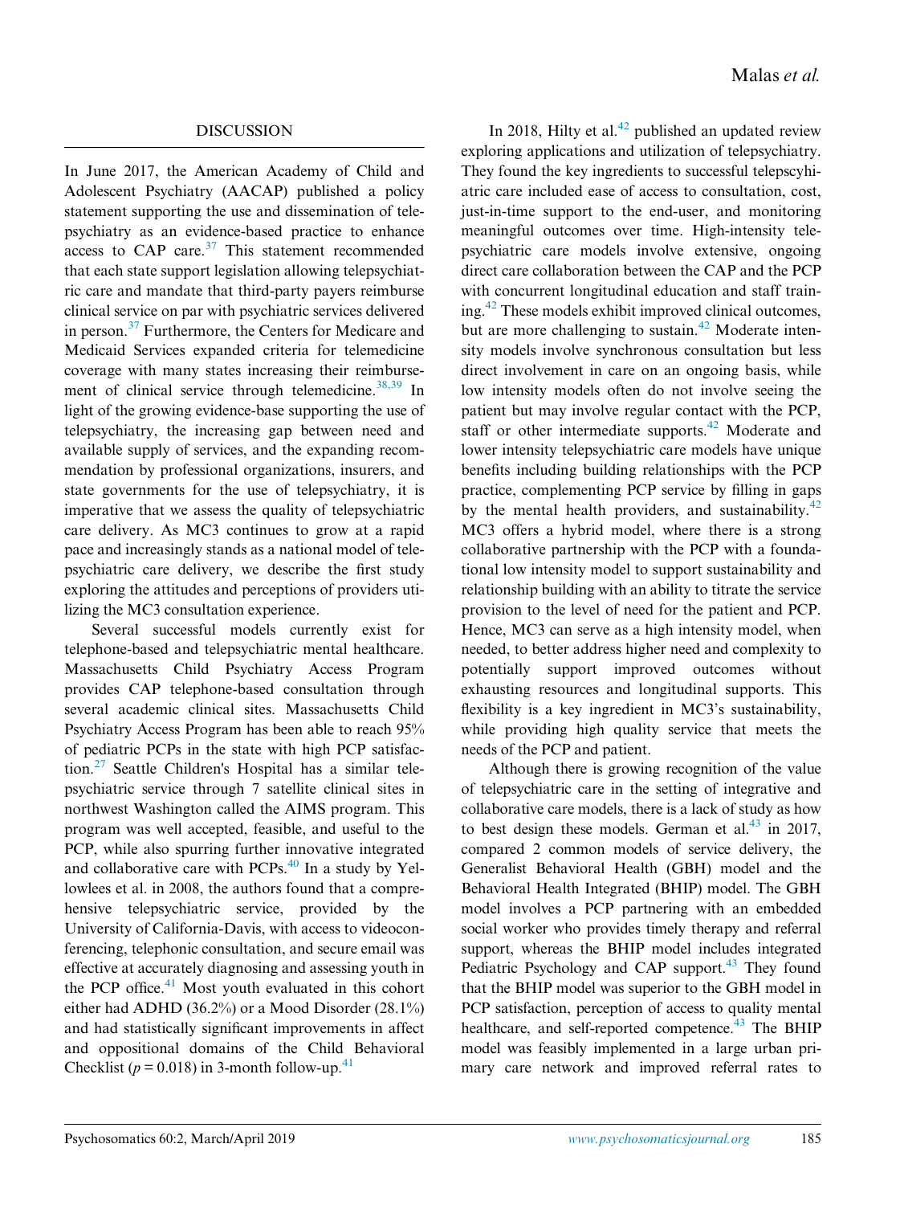## DISCUSSION

In June 2017, the American Academy of Child and Adolescent Psychiatry (AACAP) published a policy statement supporting the use and dissemination of telepsychiatry as an evidence-based practice to enhance access to CAP care.[37] This statement recommended that each state support legislation allowing telepsychiatric care and mandate that third-party payers reimburse clinical service on par with psychiatric services delivered in person.[37] Furthermore, the Centers for Medicare and Medicaid Services expanded criteria for telemedicine coverage with many states increasing their reimbursement of clinical service through telemedicine.[38,39] In light of the growing evidence-base supporting the use of telepsychiatry, the increasing gap between need and available supply of services, and the expanding recommendation by professional organizations, insurers, and state governments for the use of telepsychiatry, it is imperative that we assess the quality of telepsychiatric care delivery. As MC3 continues to grow at a rapid pace and increasingly stands as a national model of telepsychiatric care delivery, we describe the first study exploring the attitudes and perceptions of providers utilizing the MC3 consultation experience.

Several successful models currently exist for telephone-based and telepsychiatric mental healthcare. Massachusetts Child Psychiatry Access Program provides CAP telephone-based consultation through several academic clinical sites. Massachusetts Child Psychiatry Access Program has been able to reach 95% of pediatric PCPs in the state with high PCP satisfaction.[27] Seattle Children's Hospital has a similar telepsychiatric service through 7 satellite clinical sites in northwest Washington called the AIMS program. This program was well accepted, feasible, and useful to the PCP, while also spurring further innovative integrated and collaborative care with PCPs.[40] In a study by Yellowlees et al. in 2008, the authors found that a comprehensive telepsychiatric service, provided by the University of California-Davis, with access to videoconferencing, telephonic consultation, and secure email was effective at accurately diagnosing and assessing youth in the PCP office.[41] Most youth evaluated in this cohort either had ADHD (36.2%) or a Mood Disorder (28.1%) and had statistically significant improvements in affect and oppositional domains of the Child Behavioral Checklist ($p = 0.018$) in 3-month follow-up.[41]

In 2018, Hilty et al.[42] published an updated review exploring applications and utilization of telepsychiatry. They found the key ingredients to successful telepscyhiatric care included ease of access to consultation, cost, just-in-time support to the end-user, and monitoring meaningful outcomes over time. High-intensity telepsychiatric care models involve extensive, ongoing direct care collaboration between the CAP and the PCP with concurrent longitudinal education and staff training.[42] These models exhibit improved clinical outcomes, but are more challenging to sustain.[42] Moderate intensity models involve synchronous consultation but less direct involvement in care on an ongoing basis, while low intensity models often do not involve seeing the patient but may involve regular contact with the PCP, staff or other intermediate supports.[42] Moderate and lower intensity telepsychiatric care models have unique benefits including building relationships with the PCP practice, complementing PCP service by filling in gaps by the mental health providers, and sustainability.[42] MC3 offers a hybrid model, where there is a strong collaborative partnership with the PCP with a foundational low intensity model to support sustainability and relationship building with an ability to titrate the service provision to the level of need for the patient and PCP. Hence, MC3 can serve as a high intensity model, when needed, to better address higher need and complexity to potentially support improved outcomes without exhausting resources and longitudinal supports. This flexibility is a key ingredient in MC3's sustainability, while providing high quality service that meets the needs of the PCP and patient.

Although there is growing recognition of the value of telepsychiatric care in the setting of integrative and collaborative care models, there is a lack of study as how to best design these models. German et al.[43] in 2017, compared 2 common models of service delivery, the Generalist Behavioral Health (GBH) model and the Behavioral Health Integrated (BHIP) model. The GBH model involves a PCP partnering with an embedded social worker who provides timely therapy and referral support, whereas the BHIP model includes integrated Pediatric Psychology and CAP support.[43] They found that the BHIP model was superior to the GBH model in PCP satisfaction, perception of access to quality mental healthcare, and self-reported competence.[43] The BHIP model was feasibly implemented in a large urban primary care network and improved referral rates to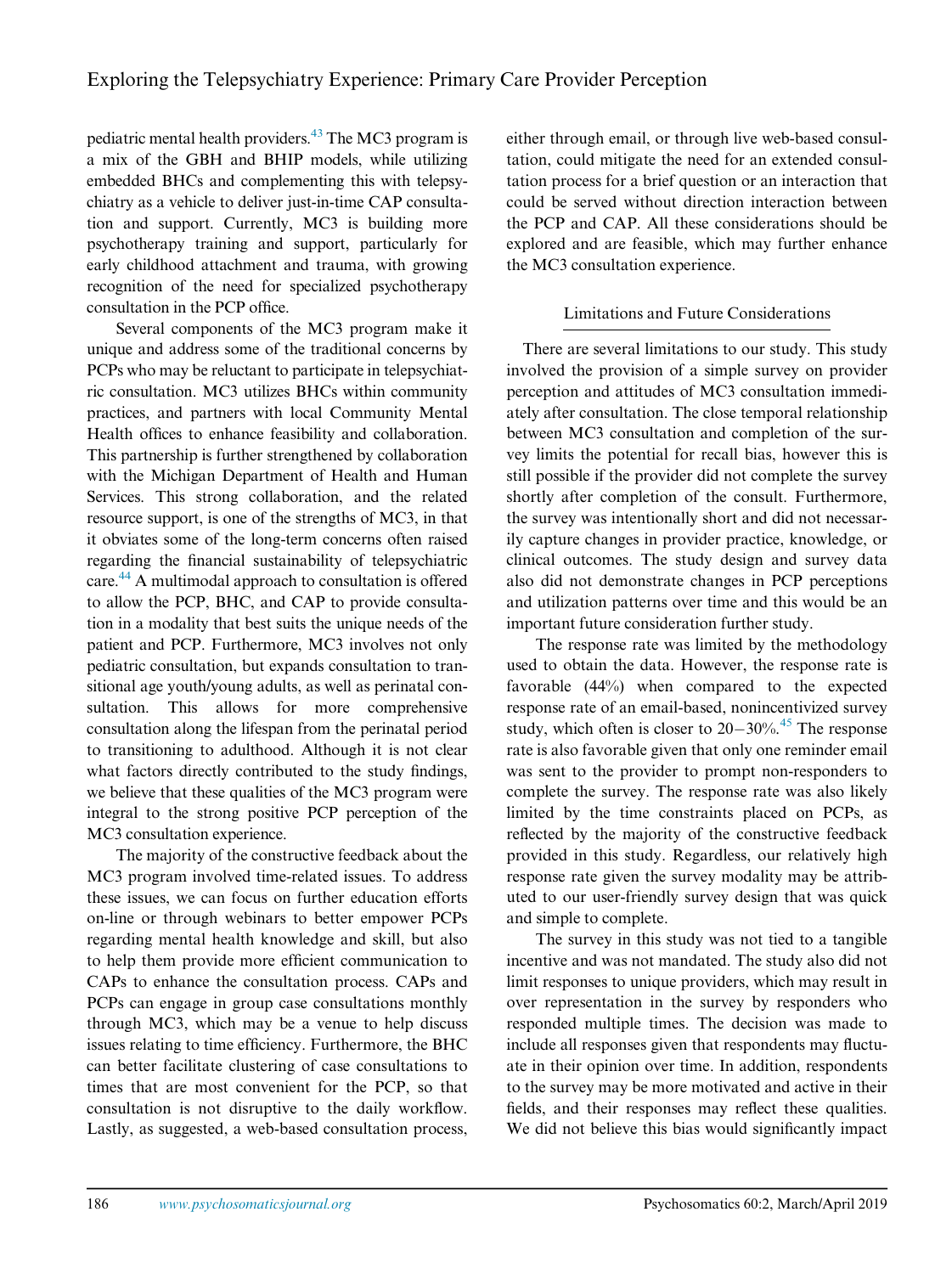pediatric mental health providers.[43] The MC3 program is a mix of the GBH and BHIP models, while utilizing embedded BHCs and complementing this with telepsychiatry as a vehicle to deliver just-in-time CAP consultation and support. Currently, MC3 is building more psychotherapy training and support, particularly for early childhood attachment and trauma, with growing recognition of the need for specialized psychotherapy consultation in the PCP office.

Several components of the MC3 program make it unique and address some of the traditional concerns by PCPs who may be reluctant to participate in telepsychiatric consultation. MC3 utilizes BHCs within community practices, and partners with local Community Mental Health offices to enhance feasibility and collaboration. This partnership is further strengthened by collaboration with the Michigan Department of Health and Human Services. This strong collaboration, and the related resource support, is one of the strengths of MC3, in that it obviates some of the long-term concerns often raised regarding the financial sustainability of telepsychiatric care.[44] A multimodal approach to consultation is offered to allow the PCP, BHC, and CAP to provide consultation in a modality that best suits the unique needs of the patient and PCP. Furthermore, MC3 involves not only pediatric consultation, but expands consultation to transitional age youth/young adults, as well as perinatal consultation. This allows for more comprehensive consultation along the lifespan from the perinatal period to transitioning to adulthood. Although it is not clear what factors directly contributed to the study findings, we believe that these qualities of the MC3 program were integral to the strong positive PCP perception of the MC3 consultation experience.

The majority of the constructive feedback about the MC3 program involved time-related issues. To address these issues, we can focus on further education efforts on-line or through webinars to better empower PCPs regarding mental health knowledge and skill, but also to help them provide more efficient communication to CAPs to enhance the consultation process. CAPs and PCPs can engage in group case consultations monthly through MC3, which may be a venue to help discuss issues relating to time efficiency. Furthermore, the BHC can better facilitate clustering of case consultations to times that are most convenient for the PCP, so that consultation is not disruptive to the daily workflow. Lastly, as suggested, a web-based consultation process, either through email, or through live web-based consultation, could mitigate the need for an extended consultation process for a brief question or an interaction that could be served without direction interaction between the PCP and CAP. All these considerations should be explored and are feasible, which may further enhance the MC3 consultation experience.

## Limitations and Future Considerations

There are several limitations to our study. This study involved the provision of a simple survey on provider perception and attitudes of MC3 consultation immediately after consultation. The close temporal relationship between MC3 consultation and completion of the survey limits the potential for recall bias, however this is still possible if the provider did not complete the survey shortly after completion of the consult. Furthermore, the survey was intentionally short and did not necessarily capture changes in provider practice, knowledge, or clinical outcomes. The study design and survey data also did not demonstrate changes in PCP perceptions and utilization patterns over time and this would be an important future consideration further study.

The response rate was limited by the methodology used to obtain the data. However, the response rate is favorable (44%) when compared to the expected response rate of an email-based, nonincentivized survey study, which often is closer to 20−30%.[45] The response rate is also favorable given that only one reminder email was sent to the provider to prompt non-responders to complete the survey. The response rate was also likely limited by the time constraints placed on PCPs, as reflected by the majority of the constructive feedback provided in this study. Regardless, our relatively high response rate given the survey modality may be attributed to our user-friendly survey design that was quick and simple to complete.

The survey in this study was not tied to a tangible incentive and was not mandated. The study also did not limit responses to unique providers, which may result in over representation in the survey by responders who responded multiple times. The decision was made to include all responses given that respondents may fluctuate in their opinion over time. In addition, respondents to the survey may be more motivated and active in their fields, and their responses may reflect these qualities. We did not believe this bias would significantly impact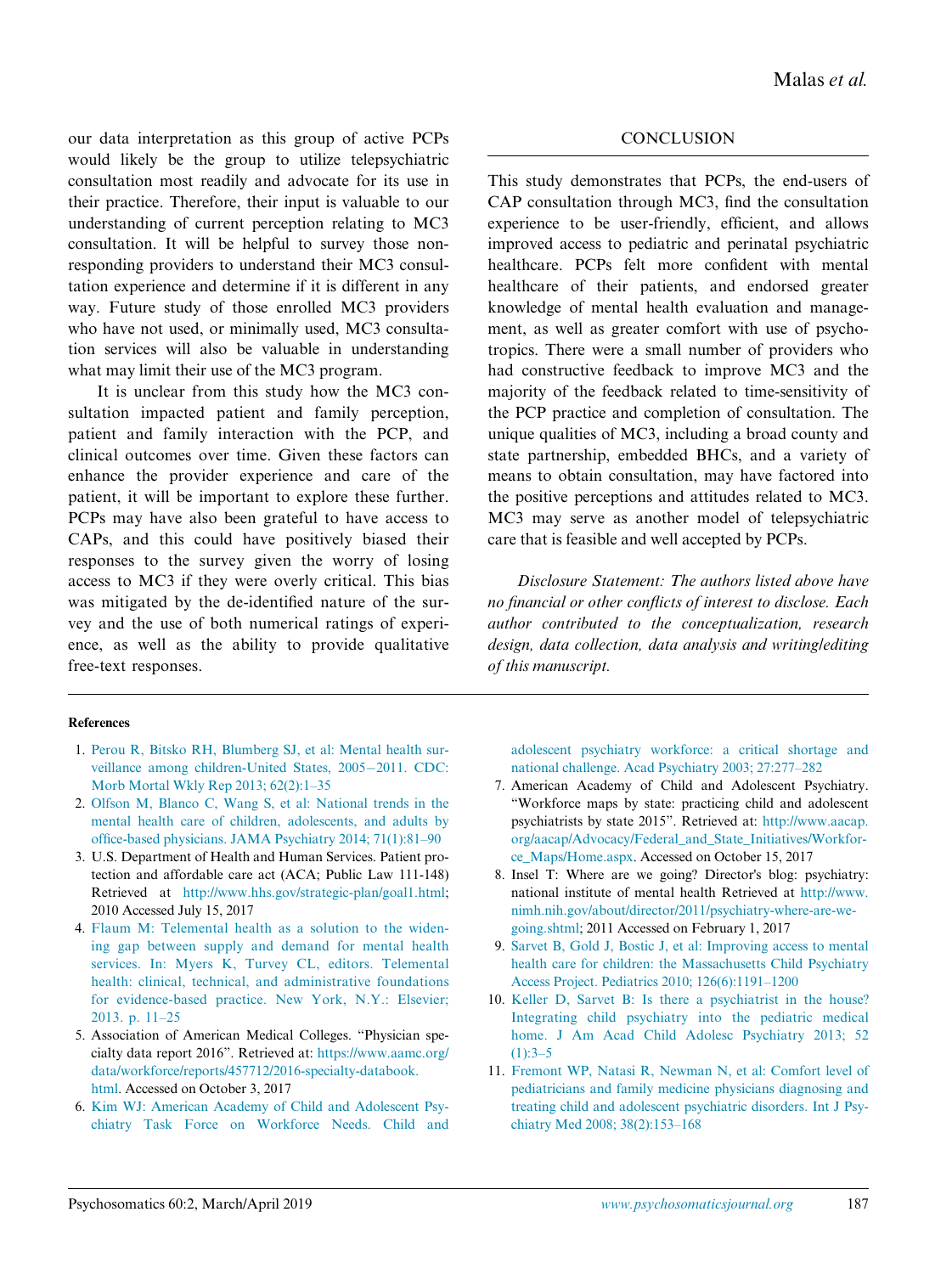our data interpretation as this group of active PCPs would likely be the group to utilize telepsychiatric consultation most readily and advocate for its use in their practice. Therefore, their input is valuable to our understanding of current perception relating to MC3 consultation. It will be helpful to survey those non-responding providers to understand their MC3 consultation experience and determine if it is different in any way. Future study of those enrolled MC3 providers who have not used, or minimally used, MC3 consultation services will also be valuable in understanding what may limit their use of the MC3 program.

It is unclear from this study how the MC3 consultation impacted patient and family perception, patient and family interaction with the PCP, and clinical outcomes over time. Given these factors can enhance the provider experience and care of the patient, it will be important to explore these further. PCPs may have also been grateful to have access to CAPs, and this could have positively biased their responses to the survey given the worry of losing access to MC3 if they were overly critical. This bias was mitigated by the de-identified nature of the survey and the use of both numerical ratings of experience, as well as the ability to provide qualitative free-text responses.

## CONCLUSION

This study demonstrates that PCPs, the end-users of CAP consultation through MC3, find the consultation experience to be user-friendly, efficient, and allows improved access to pediatric and perinatal psychiatric healthcare. PCPs felt more confident with mental healthcare of their patients, and endorsed greater knowledge of mental health evaluation and management, as well as greater comfort with use of psychotropics. There were a small number of providers who had constructive feedback to improve MC3 and the majority of the feedback related to time-sensitivity of the PCP practice and completion of consultation. The unique qualities of MC3, including a broad county and state partnership, embedded BHCs, and a variety of means to obtain consultation, may have factored into the positive perceptions and attitudes related to MC3. MC3 may serve as another model of telepsychiatric care that is feasible and well accepted by PCPs.

*Disclosure Statement: The authors listed above have no financial or other conflicts of interest to disclose. Each author contributed to the conceptualization, research design, data collection, data analysis and writing/editing of this manuscript.*

**References**

1. Perou R, Bitsko RH, Blumberg SJ, et al: Mental health surveillance among children-United States, 2005−2011. CDC: Morb Mortal Wkly Rep 2013; 62(2):1–35
2. Olfson M, Blanco C, Wang S, et al: National trends in the mental health care of children, adolescents, and adults by office-based physicians. JAMA Psychiatry 2014; 71(1):81–90
3. U.S. Department of Health and Human Services. Patient protection and affordable care act (ACA; Public Law 111-148) Retrieved at http://www.hhs.gov/strategic-plan/goal1.html; 2010 Accessed July 15, 2017
4. Flaum M: Telemental health as a solution to the widening gap between supply and demand for mental health services. In: Myers K, Turvey CL, editors. Telemental health: clinical, technical, and administrative foundations for evidence-based practice. New York, N.Y.: Elsevier; 2013. p. 11–25
5. Association of American Medical Colleges. "Physician specialty data report 2016". Retrieved at: https://www.aamc.org/data/workforce/reports/457712/2016-specialty-databook.html. Accessed on October 3, 2017
6. Kim WJ: American Academy of Child and Adolescent Psychiatry Task Force on Workforce Needs. Child and adolescent psychiatry workforce: a critical shortage and national challenge. Acad Psychiatry 2003; 27:277–282
7. American Academy of Child and Adolescent Psychiatry. "Workforce maps by state: practicing child and adolescent psychiatrists by state 2015". Retrieved at: http://www.aacap.org/aacap/Advocacy/Federal_and_State_Initiatives/Workforce_Maps/Home.aspx. Accessed on October 15, 2017
8. Insel T: Where are we going? Director's blog: psychiatry: national institute of mental health Retrieved at http://www.nimh.nih.gov/about/director/2011/psychiatry-where-are-we-going.shtml; 2011 Accessed on February 1, 2017
9. Sarvet B, Gold J, Bostic J, et al: Improving access to mental health care for children: the Massachusetts Child Psychiatry Access Project. Pediatrics 2010; 126(6):1191–1200
10. Keller D, Sarvet B: Is there a psychiatrist in the house? Integrating child psychiatry into the pediatric medical home. J Am Acad Child Adolesc Psychiatry 2013; 52 (1):3–5
11. Fremont WP, Natasi R, Newman N, et al: Comfort level of pediatricians and family medicine physicians diagnosing and treating child and adolescent psychiatric disorders. Int J Psychiatry Med 2008; 38(2):153–168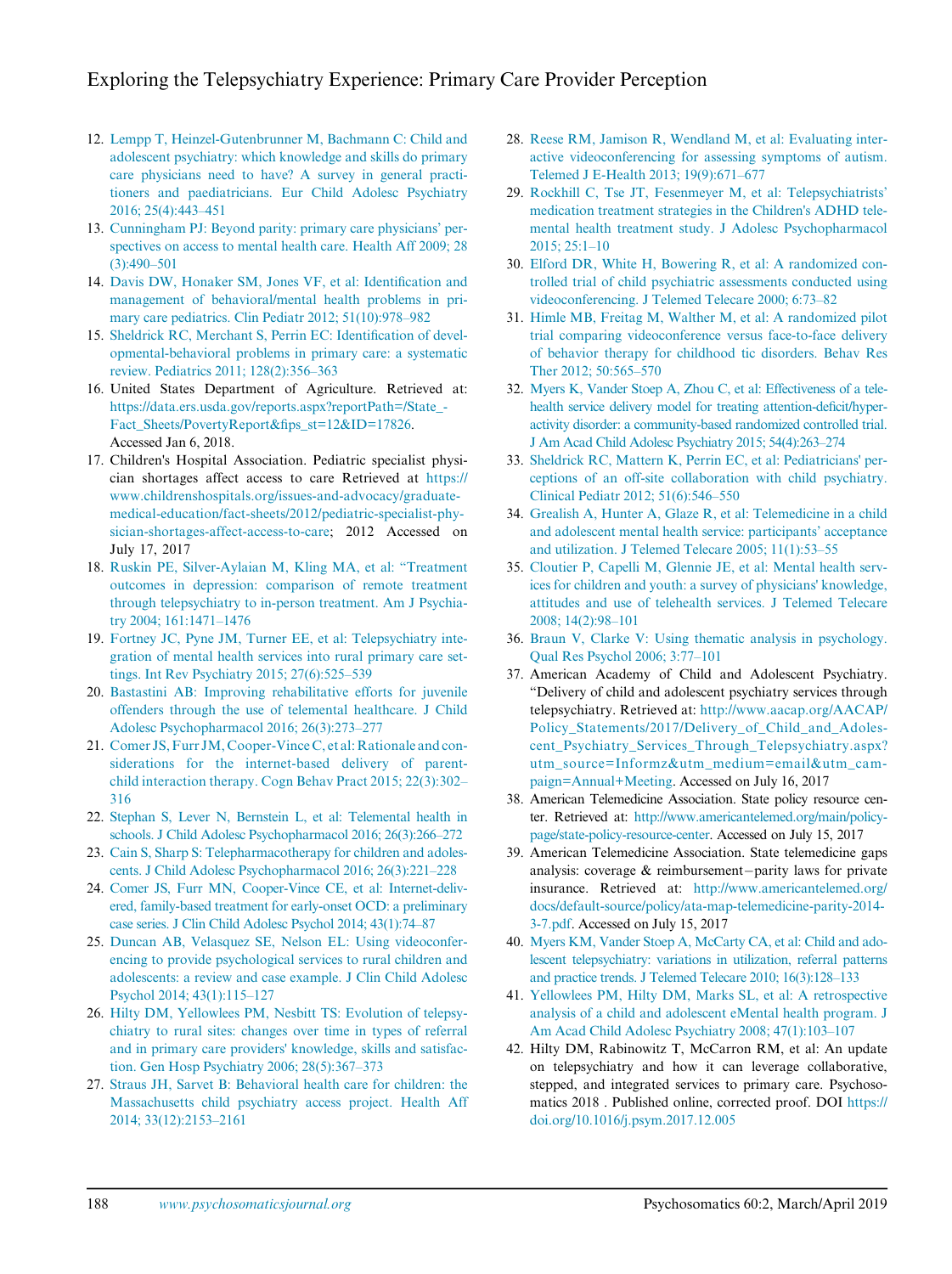12. Lempp T, Heinzel-Gutenbrunner M, Bachmann C: Child and adolescent psychiatry: which knowledge and skills do primary care physicians need to have? A survey in general practitioners and paediatricians. Eur Child Adolesc Psychiatry 2016; 25(4):443–451
13. Cunningham PJ: Beyond parity: primary care physicians' perspectives on access to mental health care. Health Aff 2009; 28 (3):490–501
14. Davis DW, Honaker SM, Jones VF, et al: Identification and management of behavioral/mental health problems in primary care pediatrics. Clin Pediatr 2012; 51(10):978–982
15. Sheldrick RC, Merchant S, Perrin EC: Identification of developmental-behavioral problems in primary care: a systematic review. Pediatrics 2011; 128(2):356–363
16. United States Department of Agriculture. Retrieved at: https://data.ers.usda.gov/reports.aspx?reportPath=/State_-Fact_Sheets/PovertyReport&fips_st=12&ID=17826. Accessed Jan 6, 2018.
17. Children's Hospital Association. Pediatric specialist physician shortages affect access to care Retrieved at https://www.childrenshospitals.org/issues-and-advocacy/graduate-medical-education/fact-sheets/2012/pediatric-specialist-physician-shortages-affect-access-to-care; 2012 Accessed on July 17, 2017
18. Ruskin PE, Silver-Aylaian M, Kling MA, et al: "Treatment outcomes in depression: comparison of remote treatment through telepsychiatry to in-person treatment. Am J Psychiatry 2004; 161:1471–1476
19. Fortney JC, Pyne JM, Turner EE, et al: Telepsychiatry integration of mental health services into rural primary care settings. Int Rev Psychiatry 2015; 27(6):525–539
20. Bastastini AB: Improving rehabilitative efforts for juvenile offenders through the use of telemental healthcare. J Child Adolesc Psychopharmacol 2016; 26(3):273–277
21. Comer JS, Furr JM, Cooper-Vince C, et al: Rationale and considerations for the internet-based delivery of parent-child interaction therapy. Cogn Behav Pract 2015; 22(3):302–316
22. Stephan S, Lever N, Bernstein L, et al: Telemental health in schools. J Child Adolesc Psychopharmacol 2016; 26(3):266–272
23. Cain S, Sharp S: Telepharmacotherapy for children and adolescents. J Child Adolesc Psychopharmacol 2016; 26(3):221–228
24. Comer JS, Furr MN, Cooper-Vince CE, et al: Internet-delivered, family-based treatment for early-onset OCD: a preliminary case series. J Clin Child Adolesc Psychol 2014; 43(1):74–87
25. Duncan AB, Velasquez SE, Nelson EL: Using videoconferencing to provide psychological services to rural children and adolescents: a review and case example. J Clin Child Adolesc Psychol 2014; 43(1):115–127
26. Hilty DM, Yellowlees PM, Nesbitt TS: Evolution of telepsychiatry to rural sites: changes over time in types of referral and in primary care providers' knowledge, skills and satisfaction. Gen Hosp Psychiatry 2006; 28(5):367–373
27. Straus JH, Sarvet B: Behavioral health care for children: the Massachusetts child psychiatry access project. Health Aff 2014; 33(12):2153–2161
28. Reese RM, Jamison R, Wendland M, et al: Evaluating interactive videoconferencing for assessing symptoms of autism. Telemed J E-Health 2013; 19(9):671–677
29. Rockhill C, Tse JT, Fesenmeyer M, et al: Telepsychiatrists' medication treatment strategies in the Children's ADHD telemental health treatment study. J Adolesc Psychopharmacol 2015; 25:1–10
30. Elford DR, White H, Bowering R, et al: A randomized controlled trial of child psychiatric assessments conducted using videoconferencing. J Telemed Telecare 2000; 6:73–82
31. Himle MB, Freitag M, Walther M, et al: A randomized pilot trial comparing videoconference versus face-to-face delivery of behavior therapy for childhood tic disorders. Behav Res Ther 2012; 50:565–570
32. Myers K, Vander Stoep A, Zhou C, et al: Effectiveness of a telehealth service delivery model for treating attention-deficit/hyperactivity disorder: a community-based randomized controlled trial. J Am Acad Child Adolesc Psychiatry 2015; 54(4):263–274
33. Sheldrick RC, Mattern K, Perrin EC, et al: Pediatricians' perceptions of an off-site collaboration with child psychiatry. Clinical Pediatr 2012; 51(6):546–550
34. Grealish A, Hunter A, Glaze R, et al: Telemedicine in a child and adolescent mental health service: participants' acceptance and utilization. J Telemed Telecare 2005; 11(1):53–55
35. Cloutier P, Capelli M, Glennie JE, et al: Mental health services for children and youth: a survey of physicians' knowledge, attitudes and use of telehealth services. J Telemed Telecare 2008; 14(2):98–101
36. Braun V, Clarke V: Using thematic analysis in psychology. Qual Res Psychol 2006; 3:77–101
37. American Academy of Child and Adolescent Psychiatry. "Delivery of child and adolescent psychiatry services through telepsychiatry. Retrieved at: http://www.aacap.org/AACAP/Policy_Statements/2017/Delivery_of_Child_and_Adolescent_Psychiatry_Services_Through_Telepsychiatry.aspx?utm_source=Informz&utm_medium=email&utm_campaign=Annual+Meeting. Accessed on July 16, 2017
38. American Telemedicine Association. State policy resource center. Retrieved at: http://www.americantelemed.org/main/policy-page/state-policy-resource-center. Accessed on July 15, 2017
39. American Telemedicine Association. State telemedicine gaps analysis: coverage & reimbursement–parity laws for private insurance. Retrieved at: http://www.americantelemed.org/docs/default-source/policy/ata-map-telemedicine-parity-2014-3-7.pdf. Accessed on July 15, 2017
40. Myers KM, Vander Stoep A, McCarty CA, et al: Child and adolescent telepsychiatry: variations in utilization, referral patterns and practice trends. J Telemed Telecare 2010; 16(3):128–133
41. Yellowlees PM, Hilty DM, Marks SL, et al: A retrospective analysis of a child and adolescent eMental health program. J Am Acad Child Adolesc Psychiatry 2008; 47(1):103–107
42. Hilty DM, Rabinowitz T, McCarron RM, et al: An update on telepsychiatry and how it can leverage collaborative, stepped, and integrated services to primary care. Psychosomatics 2018 . Published online, corrected proof. DOI https://doi.org/10.1016/j.psym.2017.12.005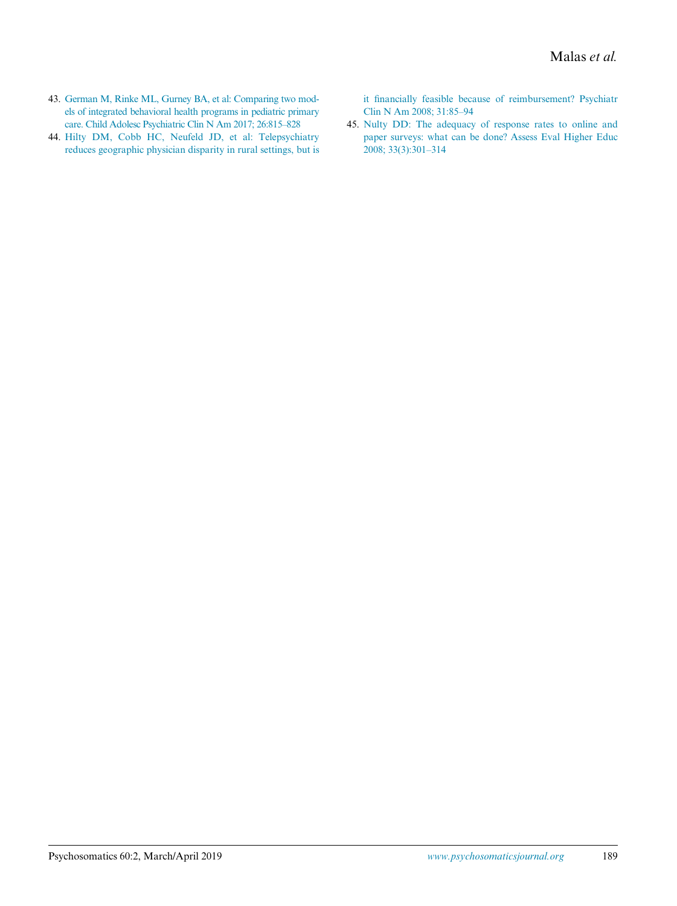43. German M, Rinke ML, Gurney BA, et al: Comparing two models of integrated behavioral health programs in pediatric primary care. Child Adolesc Psychiatric Clin N Am 2017; 26:815–828
44. Hilty DM, Cobb HC, Neufeld JD, et al: Telepsychiatry reduces geographic physician disparity in rural settings, but is it financially feasible because of reimbursement? Psychiatr Clin N Am 2008; 31:85–94
45. Nulty DD: The adequacy of response rates to online and paper surveys: what can be done? Assess Eval Higher Educ 2008; 33(3):301–314